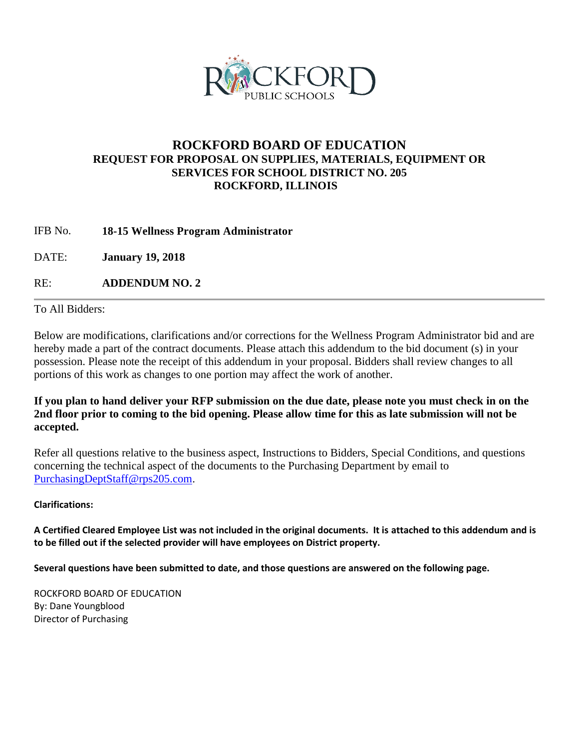# ROCKFORD BOARD OF EDUCATION

## REQUEST FOR PROPOSAL ON SUPPLIES, MATERIALS, EQUIPMENT OR SERVICES FOR SCHOOL DISTRICT NO. 205 ROCKFORD, ILLINOIS

IFB No. **18-15 Wellness Program Administrator**

DATE: **January 19, 2018**

RE: **ADDENDUM NO. 2**

---

To All Bidders:

Below are modifications, clarifications and/or corrections for the Wellness Program Administrator bid and are hereby made a part of the contract documents. Please attach this addendum to the bid document (s) in your possession. Please note the receipt of this addendum in your proposal. Bidders shall review changes to all portions of this work as changes to one portion may affect the work of another.

**If you plan to hand deliver your RFP submission on the due date, please note you must check in on the 2nd floor prior to coming to the bid opening. Please allow time for this as late submission will not be accepted.**

Refer all questions relative to the business aspect, Instructions to Bidders, Special Conditions, and questions concerning the technical aspect of the documents to the Purchasing Department by email to PurchasingDeptStaff@rps205.com.

**Clarifications:**

**A Certified Cleared Employee List was not included in the original documents. It is attached to this addendum and is to be filled out if the selected provider will have employees on District property.**

**Several questions have been submitted to date, and those questions are answered on the following page.**

ROCKFORD BOARD OF EDUCATION
By: Dane Youngblood
Director of Purchasing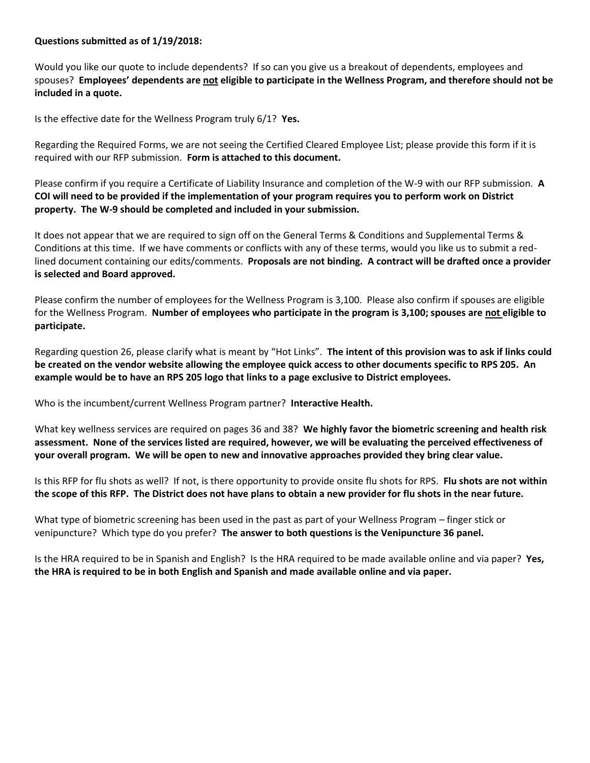**Questions submitted as of 1/19/2018:**

Would you like our quote to include dependents? If so can you give us a breakout of dependents, employees and spouses? **Employees' dependents are <u>not</u> eligible to participate in the Wellness Program, and therefore should not be included in a quote.**

Is the effective date for the Wellness Program truly 6/1? **Yes.**

Regarding the Required Forms, we are not seeing the Certified Cleared Employee List; please provide this form if it is required with our RFP submission. **Form is attached to this document.**

Please confirm if you require a Certificate of Liability Insurance and completion of the W-9 with our RFP submission. **A COI will need to be provided if the implementation of your program requires you to perform work on District property. The W-9 should be completed and included in your submission.**

It does not appear that we are required to sign off on the General Terms & Conditions and Supplemental Terms & Conditions at this time. If we have comments or conflicts with any of these terms, would you like us to submit a red-lined document containing our edits/comments. **Proposals are not binding. A contract will be drafted once a provider is selected and Board approved.**

Please confirm the number of employees for the Wellness Program is 3,100. Please also confirm if spouses are eligible for the Wellness Program. **Number of employees who participate in the program is 3,100; spouses are <u>not</u> eligible to participate.**

Regarding question 26, please clarify what is meant by "Hot Links". **The intent of this provision was to ask if links could be created on the vendor website allowing the employee quick access to other documents specific to RPS 205. An example would be to have an RPS 205 logo that links to a page exclusive to District employees.**

Who is the incumbent/current Wellness Program partner? **Interactive Health.**

What key wellness services are required on pages 36 and 38? **We highly favor the biometric screening and health risk assessment. None of the services listed are required, however, we will be evaluating the perceived effectiveness of your overall program. We will be open to new and innovative approaches provided they bring clear value.**

Is this RFP for flu shots as well? If not, is there opportunity to provide onsite flu shots for RPS. **Flu shots are not within the scope of this RFP. The District does not have plans to obtain a new provider for flu shots in the near future.**

What type of biometric screening has been used in the past as part of your Wellness Program – finger stick or venipuncture? Which type do you prefer? **The answer to both questions is the Venipuncture 36 panel.**

Is the HRA required to be in Spanish and English? Is the HRA required to be made available online and via paper? **Yes, the HRA is required to be in both English and Spanish and made available online and via paper.**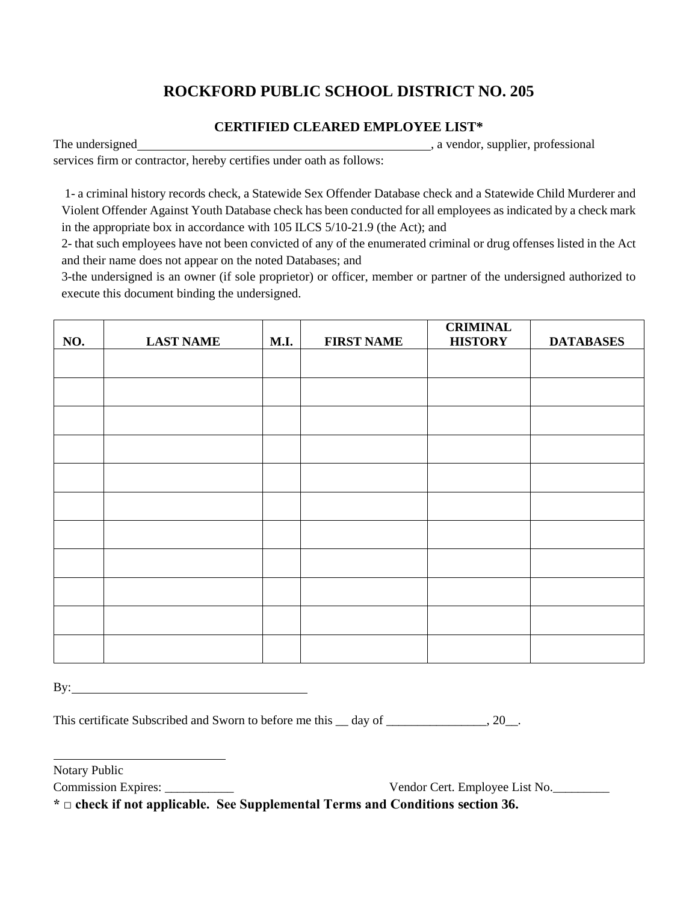# ROCKFORD PUBLIC SCHOOL DISTRICT NO. 205

## CERTIFIED CLEARED EMPLOYEE LIST*

The undersigned_______________________________________________, a vendor, supplier, professional services firm or contractor, hereby certifies under oath as follows:

1- a criminal history records check, a Statewide Sex Offender Database check and a Statewide Child Murderer and Violent Offender Against Youth Database check has been conducted for all employees as indicated by a check mark in the appropriate box in accordance with 105 ILCS 5/10-21.9 (the Act); and

2- that such employees have not been convicted of any of the enumerated criminal or drug offenses listed in the Act and their name does not appear on the noted Databases; and

3-the undersigned is an owner (if sole proprietor) or officer, member or partner of the undersigned authorized to execute this document binding the undersigned.

| NO. | LAST NAME | M.I. | FIRST NAME | CRIMINAL HISTORY | DATABASES |
|---|---|---|---|---|---|
| | | | | | |
| | | | | | |
| | | | | | |
| | | | | | |
| | | | | | |
| | | | | | |
| | | | | | |
| | | | | | |
| | | | | | |
| | | | | | |
| | | | | | |

By:_______________________________________

This certificate Subscribed and Sworn to before me this __ day of ________________, 20__.

____________________________

Notary Public

Commission Expires: ___________

Vendor Cert. Employee List No._________

**\* □ check if not applicable. See Supplemental Terms and Conditions section 36.**